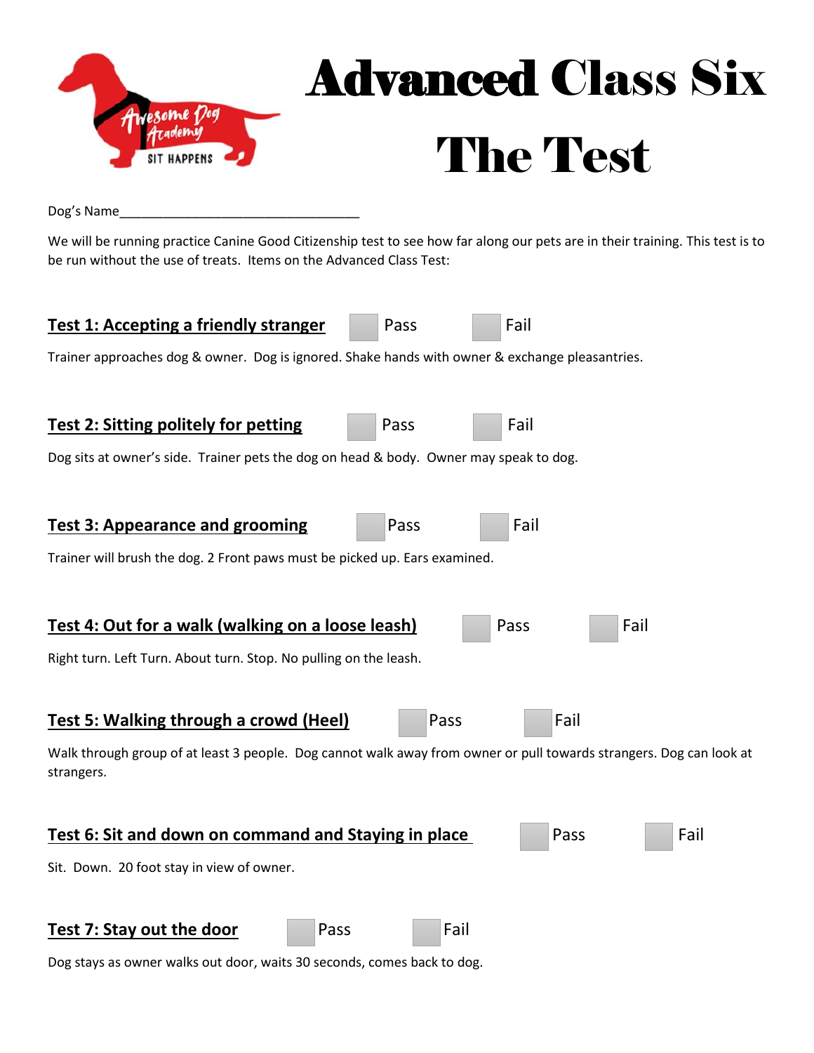# Advanced Class Six

# The Test

Dog's Name___________________________________

We will be running practice Canine Good Citizenship test to see how far along our pets are in their training. This test is to be run without the use of treats. Items on the Advanced Class Test:

**Test 1: Accepting a friendly stranger** ☐ Pass ☐ Fail

Trainer approaches dog & owner. Dog is ignored. Shake hands with owner & exchange pleasantries.

**Test 2: Sitting politely for petting** ☐ Pass ☐ Fail

Dog sits at owner's side. Trainer pets the dog on head & body. Owner may speak to dog.

**Test 3: Appearance and grooming** ☐ Pass ☐ Fail

Trainer will brush the dog. 2 Front paws must be picked up. Ears examined.

**Test 4: Out for a walk (walking on a loose leash)** ☐ Pass ☐ Fail

Right turn. Left Turn. About turn. Stop. No pulling on the leash.

**Test 5: Walking through a crowd (Heel)** ☐ Pass ☐ Fail

Walk through group of at least 3 people. Dog cannot walk away from owner or pull towards strangers. Dog can look at strangers.

**Test 6: Sit and down on command and Staying in place** ☐ Pass ☐ Fail

Sit. Down. 20 foot stay in view of owner.

**Test 7: Stay out the door** ☐ Pass ☐ Fail

Dog stays as owner walks out door, waits 30 seconds, comes back to dog.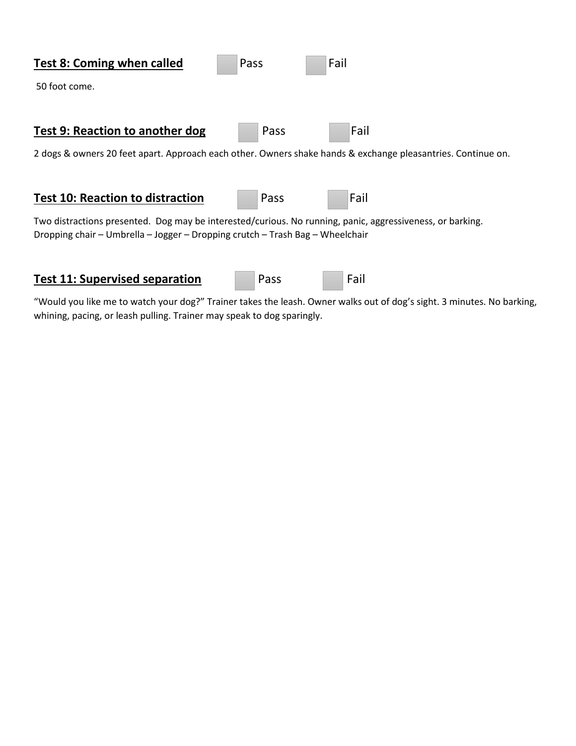**Test 8: Coming when called** ☐ Pass ☐ Fail

50 foot come.

**Test 9: Reaction to another dog** ☐ Pass ☐ Fail

2 dogs & owners 20 feet apart. Approach each other. Owners shake hands & exchange pleasantries. Continue on.

**Test 10: Reaction to distraction** ☐ Pass ☐ Fail

Two distractions presented. Dog may be interested/curious. No running, panic, aggressiveness, or barking.
Dropping chair – Umbrella – Jogger – Dropping crutch – Trash Bag – Wheelchair

**Test 11: Supervised separation** ☐ Pass ☐ Fail

"Would you like me to watch your dog?" Trainer takes the leash. Owner walks out of dog's sight. 3 minutes. No barking, whining, pacing, or leash pulling. Trainer may speak to dog sparingly.